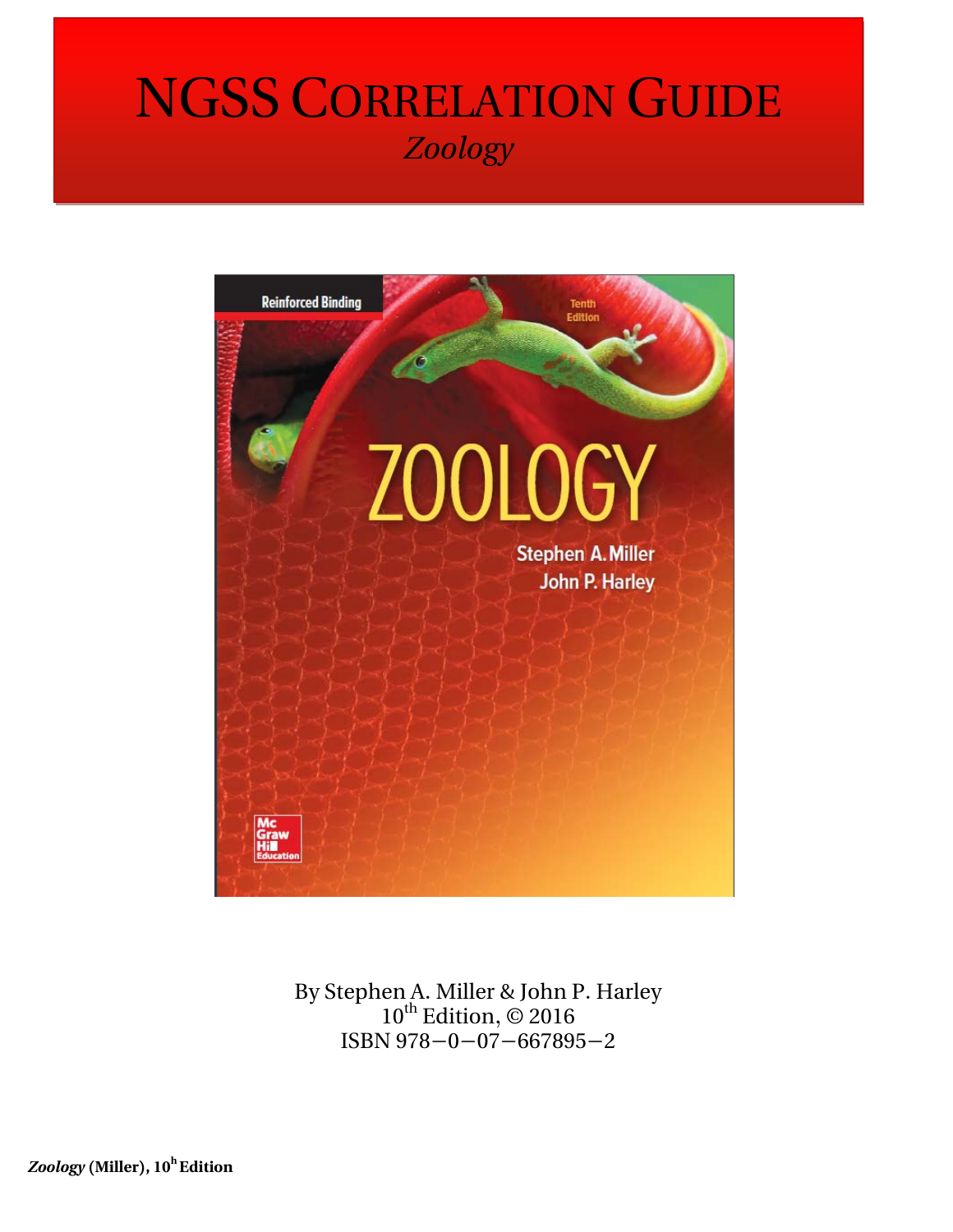# NGSS CORRELATION GUIDE

*Zoology*

By Stephen A. Miller & John P. Harley
10th Edition, © 2016
ISBN 978−0−07−667895−2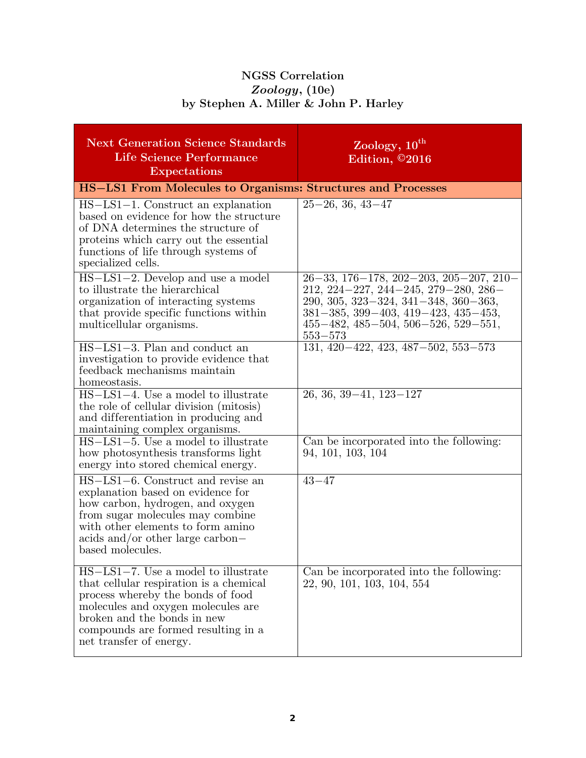**NGSS Correlation**
***Zoology*, (10e)**
**by Stephen A. Miller & John P. Harley**

| Next Generation Science Standards Life Science Performance Expectations | Zoology, 10th Edition, ©2016 |
|---|---|
| **HS−LS1 From Molecules to Organisms: Structures and Processes** | |
| HS−LS1−1. Construct an explanation based on evidence for how the structure of DNA determines the structure of proteins which carry out the essential functions of life through systems of specialized cells. | 25−26, 36, 43−47 |
| HS−LS1−2. Develop and use a model to illustrate the hierarchical organization of interacting systems that provide specific functions within multicellular organisms. | 26−33, 176−178, 202−203, 205−207, 210−212, 224−227, 244−245, 279−280, 286−290, 305, 323−324, 341−348, 360−363, 381−385, 399−403, 419−423, 435−453, 455−482, 485−504, 506−526, 529−551, 553−573 |
| HS−LS1−3. Plan and conduct an investigation to provide evidence that feedback mechanisms maintain homeostasis. | 131, 420−422, 423, 487−502, 553−573 |
| HS−LS1−4. Use a model to illustrate the role of cellular division (mitosis) and differentiation in producing and maintaining complex organisms. | 26, 36, 39−41, 123−127 |
| HS−LS1−5. Use a model to illustrate how photosynthesis transforms light energy into stored chemical energy. | Can be incorporated into the following: 94, 101, 103, 104 |
| HS−LS1−6. Construct and revise an explanation based on evidence for how carbon, hydrogen, and oxygen from sugar molecules may combine with other elements to form amino acids and/or other large carbon−based molecules. | 43−47 |
| HS−LS1−7. Use a model to illustrate that cellular respiration is a chemical process whereby the bonds of food molecules and oxygen molecules are broken and the bonds in new compounds are formed resulting in a net transfer of energy. | Can be incorporated into the following: 22, 90, 101, 103, 104, 554 |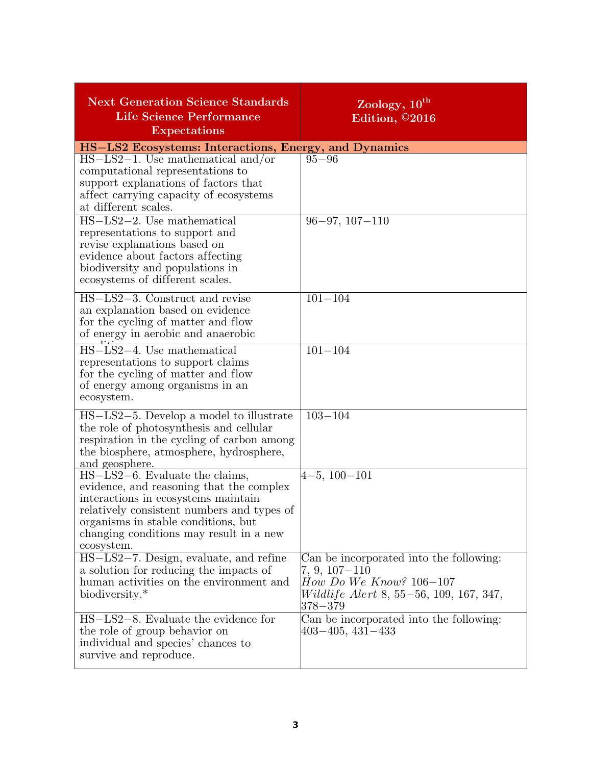| Next Generation Science Standards Life Science Performance Expectations | Zoology, 10th Edition, ©2016 |
|---|---|
| **HS−LS2 Ecosystems: Interactions, Energy, and Dynamics** | |
| HS−LS2−1. Use mathematical and/or computational representations to support explanations of factors that affect carrying capacity of ecosystems at different scales. | 95−96 |
| HS−LS2−2. Use mathematical representations to support and revise explanations based on evidence about factors affecting biodiversity and populations in ecosystems of different scales. | 96−97, 107−110 |
| HS−LS2−3. Construct and revise an explanation based on evidence for the cycling of matter and flow of energy in aerobic and anaerobic conditions. | 101−104 |
| HS−LS2−4. Use mathematical representations to support claims for the cycling of matter and flow of energy among organisms in an ecosystem. | 101−104 |
| HS−LS2−5. Develop a model to illustrate the role of photosynthesis and cellular respiration in the cycling of carbon among the biosphere, atmosphere, hydrosphere, and geosphere. | 103−104 |
| HS−LS2−6. Evaluate the claims, evidence, and reasoning that the complex interactions in ecosystems maintain relatively consistent numbers and types of organisms in stable conditions, but changing conditions may result in a new ecosystem. | 4−5, 100−101 |
| HS−LS2−7. Design, evaluate, and refine a solution for reducing the impacts of human activities on the environment and biodiversity.* | Can be incorporated into the following: 7, 9, 107−110 *How Do We Know?* 106−107 *Wildlife Alert* 8, 55−56, 109, 167, 347, 378−379 |
| HS−LS2−8. Evaluate the evidence for the role of group behavior on individual and species' chances to survive and reproduce. | Can be incorporated into the following: 403−405, 431−433 |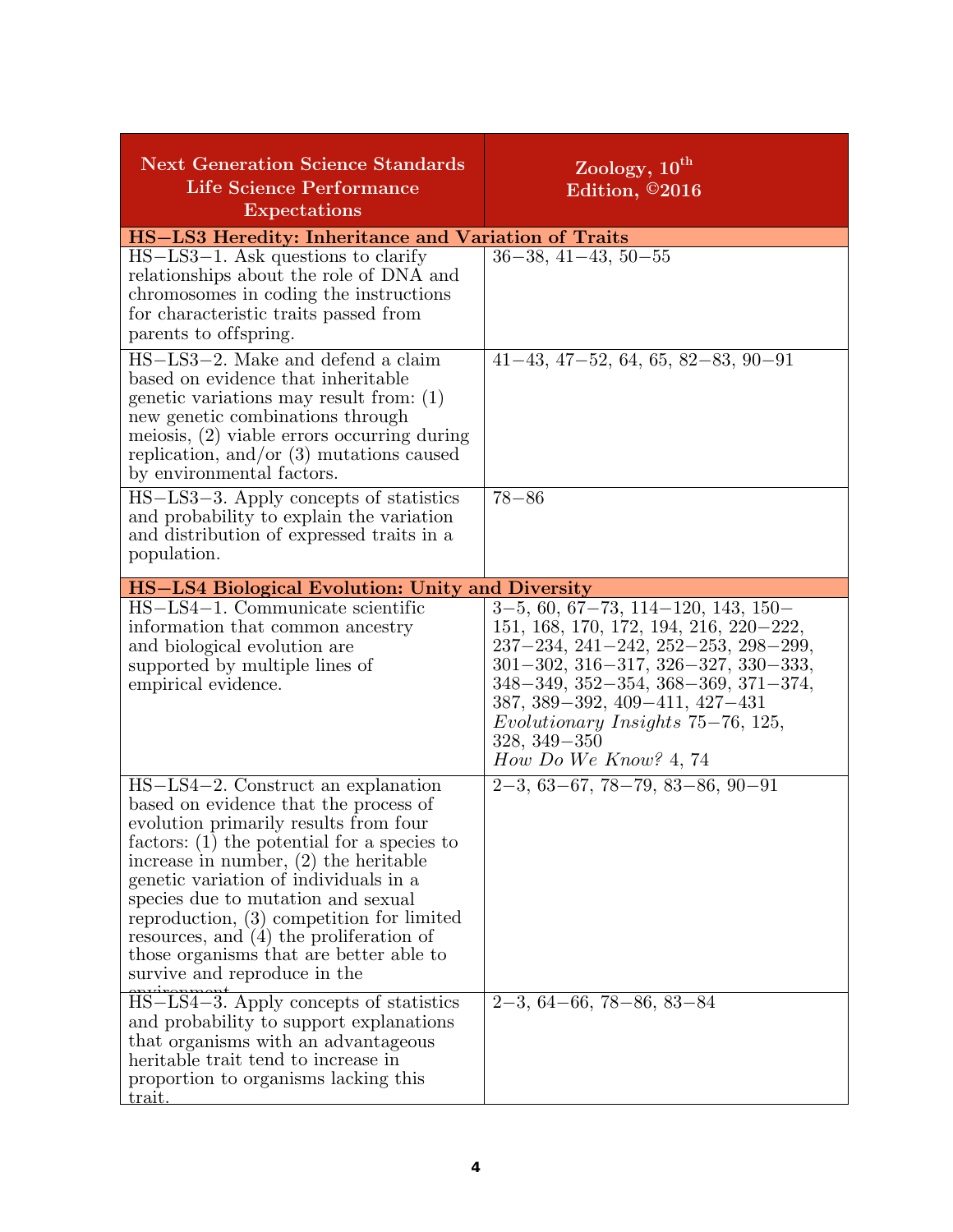| Next Generation Science Standards Life Science Performance Expectations | Zoology, 10th Edition, ©2016 |
| --- | --- |
| **HS−LS3 Heredity: Inheritance and Variation of Traits** | |
| HS−LS3−1. Ask questions to clarify relationships about the role of DNA and chromosomes in coding the instructions for characteristic traits passed from parents to offspring. | 36−38, 41−43, 50−55 |
| HS−LS3−2. Make and defend a claim based on evidence that inheritable genetic variations may result from: (1) new genetic combinations through meiosis, (2) viable errors occurring during replication, and/or (3) mutations caused by environmental factors. | 41−43, 47−52, 64, 65, 82−83, 90−91 |
| HS−LS3−3. Apply concepts of statistics and probability to explain the variation and distribution of expressed traits in a population. | 78−86 |
| **HS−LS4 Biological Evolution: Unity and Diversity** | |
| HS−LS4−1. Communicate scientific information that common ancestry and biological evolution are supported by multiple lines of empirical evidence. | 3−5, 60, 67−73, 114−120, 143, 150−151, 168, 170, 172, 194, 216, 220−222, 237−234, 241−242, 252−253, 298−299, 301−302, 316−317, 326−327, 330−333, 348−349, 352−354, 368−369, 371−374, 387, 389−392, 409−411, 427−431 *Evolutionary Insights* 75−76, 125, 328, 349−350 *How Do We Know?* 4, 74 |
| HS−LS4−2. Construct an explanation based on evidence that the process of evolution primarily results from four factors: (1) the potential for a species to increase in number, (2) the heritable genetic variation of individuals in a species due to mutation and sexual reproduction, (3) competition for limited resources, and (4) the proliferation of those organisms that are better able to survive and reproduce in the environment. | 2−3, 63−67, 78−79, 83−86, 90−91 |
| HS−LS4−3. Apply concepts of statistics and probability to support explanations that organisms with an advantageous heritable trait tend to increase in proportion to organisms lacking this trait. | 2−3, 64−66, 78−86, 83−84 |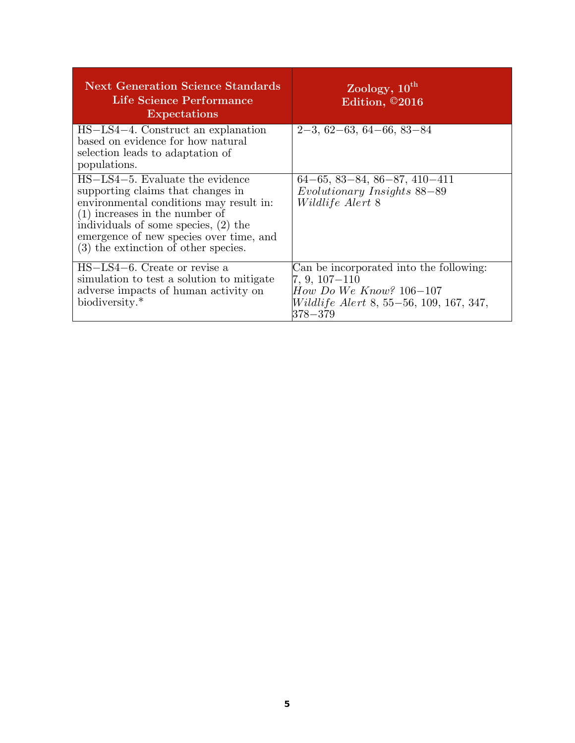| Next Generation Science Standards Life Science Performance Expectations | Zoology, 10th Edition, ©2016 |
|---|---|
| HS−LS4−4. Construct an explanation based on evidence for how natural selection leads to adaptation of populations. | 2−3, 62−63, 64−66, 83−84 |
| HS−LS4−5. Evaluate the evidence supporting claims that changes in environmental conditions may result in: (1) increases in the number of individuals of some species, (2) the emergence of new species over time, and (3) the extinction of other species. | 64−65, 83−84, 86−87, 410−411<br>*Evolutionary Insights* 88−89<br>*Wildlife Alert* 8 |
| HS−LS4−6. Create or revise a simulation to test a solution to mitigate adverse impacts of human activity on biodiversity.* | Can be incorporated into the following:<br>7, 9, 107−110<br>*How Do We Know?* 106−107<br>*Wildlife Alert* 8, 55−56, 109, 167, 347, 378−379 |